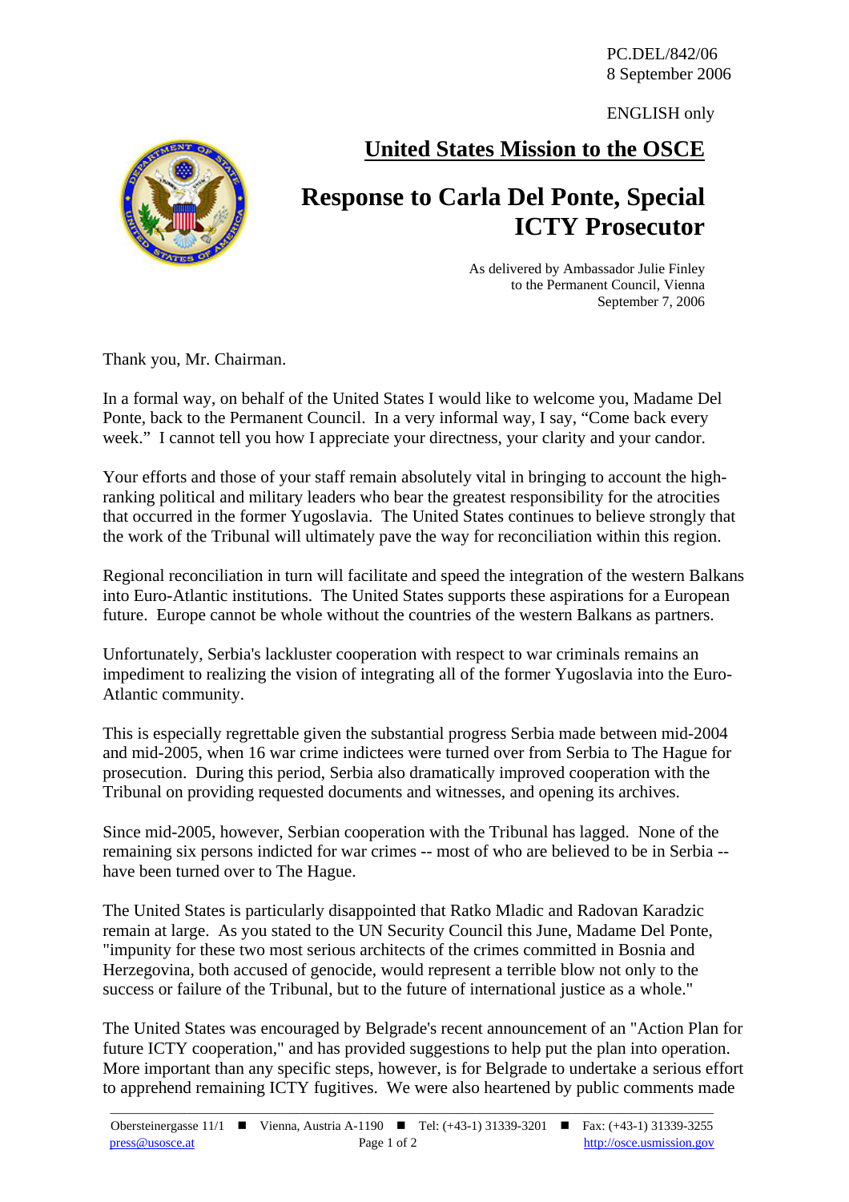PC.DEL/842/06
8 September 2006

ENGLISH only

## United States Mission to the OSCE

# Response to Carla Del Ponte, Special ICTY Prosecutor

As delivered by Ambassador Julie Finley
to the Permanent Council, Vienna
September 7, 2006

Thank you, Mr. Chairman.

In a formal way, on behalf of the United States I would like to welcome you, Madame Del Ponte, back to the Permanent Council. In a very informal way, I say, "Come back every week." I cannot tell you how I appreciate your directness, your clarity and your candor.

Your efforts and those of your staff remain absolutely vital in bringing to account the high-ranking political and military leaders who bear the greatest responsibility for the atrocities that occurred in the former Yugoslavia. The United States continues to believe strongly that the work of the Tribunal will ultimately pave the way for reconciliation within this region.

Regional reconciliation in turn will facilitate and speed the integration of the western Balkans into Euro-Atlantic institutions. The United States supports these aspirations for a European future. Europe cannot be whole without the countries of the western Balkans as partners.

Unfortunately, Serbia's lackluster cooperation with respect to war criminals remains an impediment to realizing the vision of integrating all of the former Yugoslavia into the Euro-Atlantic community.

This is especially regrettable given the substantial progress Serbia made between mid-2004 and mid-2005, when 16 war crime indictees were turned over from Serbia to The Hague for prosecution. During this period, Serbia also dramatically improved cooperation with the Tribunal on providing requested documents and witnesses, and opening its archives.

Since mid-2005, however, Serbian cooperation with the Tribunal has lagged. None of the remaining six persons indicted for war crimes -- most of who are believed to be in Serbia -- have been turned over to The Hague.

The United States is particularly disappointed that Ratko Mladic and Radovan Karadzic remain at large. As you stated to the UN Security Council this June, Madame Del Ponte, "impunity for these two most serious architects of the crimes committed in Bosnia and Herzegovina, both accused of genocide, would represent a terrible blow not only to the success or failure of the Tribunal, but to the future of international justice as a whole."

The United States was encouraged by Belgrade's recent announcement of an "Action Plan for future ICTY cooperation," and has provided suggestions to help put the plan into operation. More important than any specific steps, however, is for Belgrade to undertake a serious effort to apprehend remaining ICTY fugitives. We were also heartened by public comments made

Obersteinergasse 11/1 ■ Vienna, Austria A-1190 ■ Tel: (+43-1) 31339-3201 ■ Fax: (+43-1) 31339-3255
press@usosce.at http://osce.usmission.gov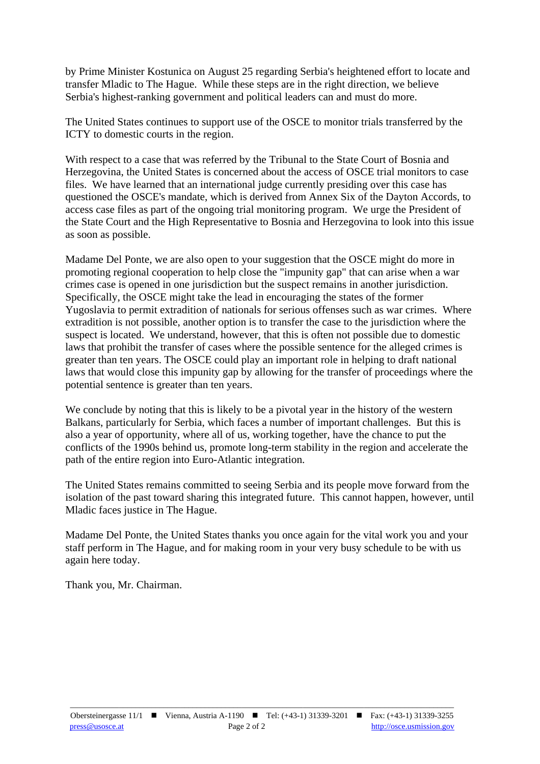by Prime Minister Kostunica on August 25 regarding Serbia's heightened effort to locate and transfer Mladic to The Hague. While these steps are in the right direction, we believe Serbia's highest-ranking government and political leaders can and must do more.

The United States continues to support use of the OSCE to monitor trials transferred by the ICTY to domestic courts in the region.

With respect to a case that was referred by the Tribunal to the State Court of Bosnia and Herzegovina, the United States is concerned about the access of OSCE trial monitors to case files. We have learned that an international judge currently presiding over this case has questioned the OSCE's mandate, which is derived from Annex Six of the Dayton Accords, to access case files as part of the ongoing trial monitoring program. We urge the President of the State Court and the High Representative to Bosnia and Herzegovina to look into this issue as soon as possible.

Madame Del Ponte, we are also open to your suggestion that the OSCE might do more in promoting regional cooperation to help close the "impunity gap" that can arise when a war crimes case is opened in one jurisdiction but the suspect remains in another jurisdiction. Specifically, the OSCE might take the lead in encouraging the states of the former Yugoslavia to permit extradition of nationals for serious offenses such as war crimes. Where extradition is not possible, another option is to transfer the case to the jurisdiction where the suspect is located. We understand, however, that this is often not possible due to domestic laws that prohibit the transfer of cases where the possible sentence for the alleged crimes is greater than ten years. The OSCE could play an important role in helping to draft national laws that would close this impunity gap by allowing for the transfer of proceedings where the potential sentence is greater than ten years.

We conclude by noting that this is likely to be a pivotal year in the history of the western Balkans, particularly for Serbia, which faces a number of important challenges. But this is also a year of opportunity, where all of us, working together, have the chance to put the conflicts of the 1990s behind us, promote long-term stability in the region and accelerate the path of the entire region into Euro-Atlantic integration.

The United States remains committed to seeing Serbia and its people move forward from the isolation of the past toward sharing this integrated future. This cannot happen, however, until Mladic faces justice in The Hague.

Madame Del Ponte, the United States thanks you once again for the vital work you and your staff perform in The Hague, and for making room in your very busy schedule to be with us again here today.

Thank you, Mr. Chairman.

Obersteinergasse 11/1 ■ Vienna, Austria A-1190 ■ Tel: (+43-1) 31339-3201 ■ Fax: (+43-1) 31339-3255
press@usosce.at http://osce.usmission.gov